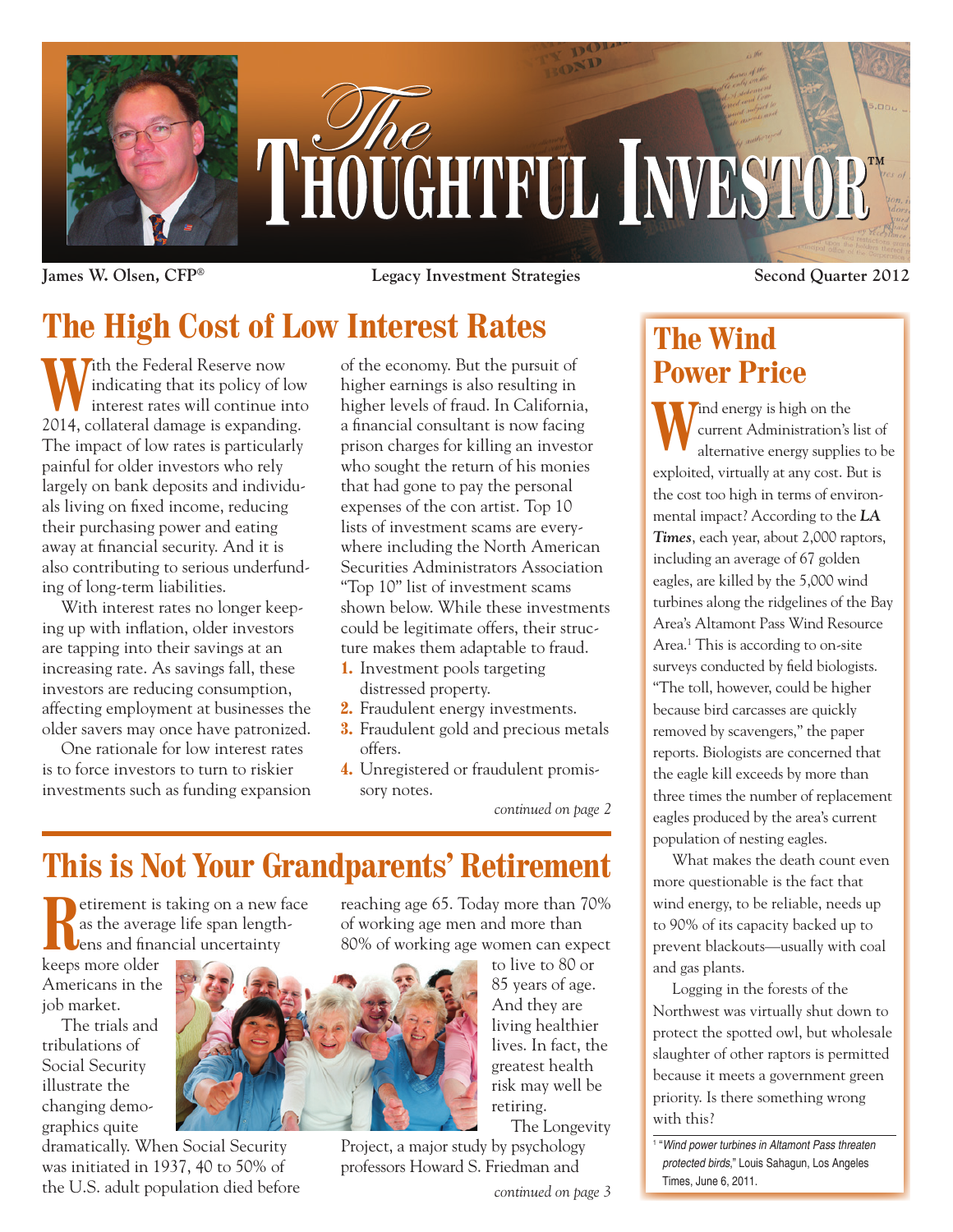// Source: The Thoughtful Investor — Second Quarter 2012 (page 1)

# The Thoughtful Investor™

**James W. Olsen, CFP®** | **Legacy Investment Strategies** | **Second Quarter 2012**

## The High Cost of Low Interest Rates

With the Federal Reserve now indicating that its policy of low interest rates will continue into 2014, collateral damage is expanding. The impact of low rates is particularly painful for older investors who rely largely on bank deposits and individuals living on fixed income, reducing their purchasing power and eating away at financial security. And it is also contributing to serious underfunding of long-term liabilities.

With interest rates no longer keeping up with inflation, older investors are tapping into their savings at an increasing rate. As savings fall, these investors are reducing consumption, affecting employment at businesses the older savers may once have patronized.

One rationale for low interest rates is to force investors to turn to riskier investments such as funding expansion of the economy. But the pursuit of higher earnings is also resulting in higher levels of fraud. In California, a financial consultant is now facing prison charges for killing an investor who sought the return of his monies that had gone to pay the personal expenses of the con artist. Top 10 lists of investment scams are everywhere including the North American Securities Administrators Association "Top 10" list of investment scams shown below. While these investments could be legitimate offers, their structure makes them adaptable to fraud.

1. Investment pools targeting distressed property.
2. Fraudulent energy investments.
3. Fraudulent gold and precious metals offers.
4. Unregistered or fraudulent promissory notes.

*continued on page 2*

## This is Not Your Grandparents' Retirement

Retirement is taking on a new face as the average life span lengthens and financial uncertainty keeps more older Americans in the job market.

The trials and tribulations of Social Security illustrate the changing demographics quite dramatically. When Social Security was initiated in 1937, 40 to 50% of the U.S. adult population died before reaching age 65. Today more than 70% of working age men and more than 80% of working age women can expect to live to 80 or 85 years of age. And they are living healthier lives. In fact, the greatest health risk may well be retiring.

The Longevity Project, a major study by psychology professors Howard S. Friedman and

*continued on page 3*

## The Wind Power Price

Wind energy is high on the current Administration's list of alternative energy supplies to be exploited, virtually at any cost. But is the cost too high in terms of environmental impact? According to the ***LA Times***, each year, about 2,000 raptors, including an average of 67 golden eagles, are killed by the 5,000 wind turbines along the ridgelines of the Bay Area's Altamont Pass Wind Resource Area.[1] This is according to on-site surveys conducted by field biologists. "The toll, however, could be higher because bird carcasses are quickly removed by scavengers," the paper reports. Biologists are concerned that the eagle kill exceeds by more than three times the number of replacement eagles produced by the area's current population of nesting eagles.

What makes the death count even more questionable is the fact that wind energy, to be reliable, needs up to 90% of its capacity backed up to prevent blackouts—usually with coal and gas plants.

Logging in the forests of the Northwest was virtually shut down to protect the spotted owl, but wholesale slaughter of other raptors is permitted because it meets a government green priority. Is there something wrong with this?

[1] "*Wind power turbines in Altamont Pass threaten protected birds*," Louis Sahagun, Los Angeles Times, June 6, 2011.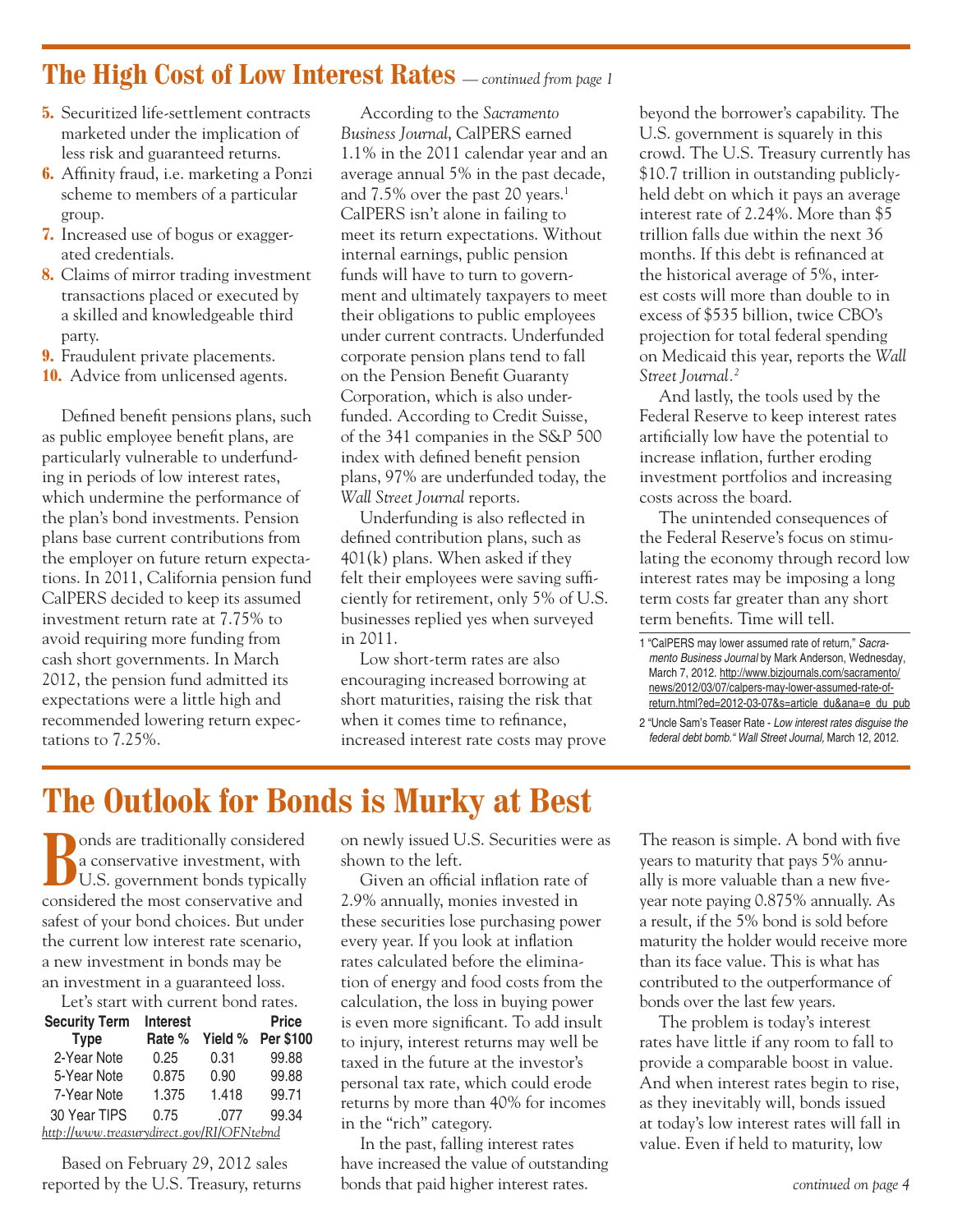## The High Cost of Low Interest Rates — *continued from page 1*

5. Securitized life-settlement contracts marketed under the implication of less risk and guaranteed returns.
6. Affinity fraud, i.e. marketing a Ponzi scheme to members of a particular group.
7. Increased use of bogus or exaggerated credentials.
8. Claims of mirror trading investment transactions placed or executed by a skilled and knowledgeable third party.
9. Fraudulent private placements.
10. Advice from unlicensed agents.

Defined benefit pensions plans, such as public employee benefit plans, are particularly vulnerable to underfunding in periods of low interest rates, which undermine the performance of the plan's bond investments. Pension plans base current contributions from the employer on future return expectations. In 2011, California pension fund CalPERS decided to keep its assumed investment return rate at 7.75% to avoid requiring more funding from cash short governments. In March 2012, the pension fund admitted its expectations were a little high and recommended lowering return expectations to 7.25%.

According to the *Sacramento Business Journal*, CalPERS earned 1.1% in the 2011 calendar year and an average annual 5% in the past decade, and 7.5% over the past 20 years.[1] CalPERS isn't alone in failing to meet its return expectations. Without internal earnings, public pension funds will have to turn to government and ultimately taxpayers to meet their obligations to public employees under current contracts. Underfunded corporate pension plans tend to fall on the Pension Benefit Guaranty Corporation, which is also underfunded. According to Credit Suisse, of the 341 companies in the S&P 500 index with defined benefit pension plans, 97% are underfunded today, the *Wall Street Journal* reports.

Underfunding is also reflected in defined contribution plans, such as 401(k) plans. When asked if they felt their employees were saving sufficiently for retirement, only 5% of U.S. businesses replied yes when surveyed in 2011.

Low short-term rates are also encouraging increased borrowing at short maturities, raising the risk that when it comes time to refinance, increased interest rate costs may prove beyond the borrower's capability. The U.S. government is squarely in this crowd. The U.S. Treasury currently has $10.7 trillion in outstanding publicly-held debt on which it pays an average interest rate of 2.24%. More than $5 trillion falls due within the next 36 months. If this debt is refinanced at the historical average of 5%, interest costs will more than double to in excess of $535 billion, twice CBO's projection for total federal spending on Medicaid this year, reports the *Wall Street Journal*.[2]

And lastly, the tools used by the Federal Reserve to keep interest rates artificially low have the potential to increase inflation, further eroding investment portfolios and increasing costs across the board.

The unintended consequences of the Federal Reserve's focus on stimulating the economy through record low interest rates may be imposing a long term costs far greater than any short term benefits. Time will tell.

1 "CalPERS may lower assumed rate of return," *Sacramento Business Journal* by Mark Anderson, Wednesday, March 7, 2012. http://www.bizjournals.com/sacramento/news/2012/03/07/calpers-may-lower-assumed-rate-of-return.html?ed=2012-03-07&s=article_du&ana=e_du_pub

2 "Uncle Sam's Teaser Rate - *Low interest rates disguise the federal debt bomb.*" *Wall Street Journal*, March 12, 2012.

## The Outlook for Bonds is Murky at Best

Bonds are traditionally considered a conservative investment, with U.S. government bonds typically considered the most conservative and safest of your bond choices. But under the current low interest rate scenario, a new investment in bonds may be an investment in a guaranteed loss.

Let's start with current bond rates.

| Security Term Type | Interest Rate % | Yield % | Price Per $100 |
|---|---|---|---|
| 2-Year Note | 0.25 | 0.31 | 99.88 |
| 5-Year Note | 0.875 | 0.90 | 99.88 |
| 7-Year Note | 1.375 | 1.418 | 99.71 |
| 30 Year TIPS | 0.75 | .077 | 99.34 |

*http://www.treasurydirect.gov/RI/OFNtebnd*

Based on February 29, 2012 sales reported by the U.S. Treasury, returns on newly issued U.S. Securities were as shown to the left.

Given an official inflation rate of 2.9% annually, monies invested in these securities lose purchasing power every year. If you look at inflation rates calculated before the elimination of energy and food costs from the calculation, the loss in buying power is even more significant. To add insult to injury, interest returns may well be taxed in the future at the investor's personal tax rate, which could erode returns by more than 40% for incomes in the "rich" category.

In the past, falling interest rates have increased the value of outstanding bonds that paid higher interest rates. The reason is simple. A bond with five years to maturity that pays 5% annually is more valuable than a new five-year note paying 0.875% annually. As a result, if the 5% bond is sold before maturity the holder would receive more than its face value. This is what has contributed to the outperformance of bonds over the last few years.

The problem is today's interest rates have little if any room to fall to provide a comparable boost in value. And when interest rates begin to rise, as they inevitably will, bonds issued at today's low interest rates will fall in value. Even if held to maturity, low

*continued on page 4*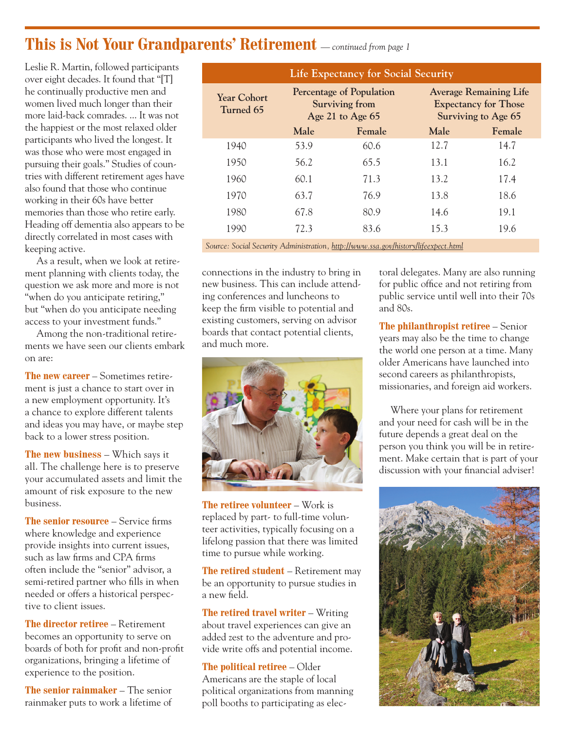## This is Not Your Grandparents' Retirement *— continued from page 1*

Leslie R. Martin, followed participants over eight decades. It found that "[T]he continually productive men and women lived much longer than their more laid-back comrades. ... It was not the happiest or the most relaxed older participants who lived the longest. It was those who were most engaged in pursuing their goals." Studies of countries with different retirement ages have also found that those who continue working in their 60s have better memories than those who retire early. Heading off dementia also appears to be directly correlated in most cases with keeping active.

As a result, when we look at retirement planning with clients today, the question we ask more and more is not "when do you anticipate retiring," but "when do you anticipate needing access to your investment funds."

Among the non-traditional retirements we have seen our clients embark on are:

**The new career** – Sometimes retirement is just a chance to start over in a new employment opportunity. It's a chance to explore different talents and ideas you may have, or maybe step back to a lower stress position.

**The new business** – Which says it all. The challenge here is to preserve your accumulated assets and limit the amount of risk exposure to the new business.

**The senior resource** – Service firms where knowledge and experience provide insights into current issues, such as law firms and CPA firms often include the "senior" advisor, a semi-retired partner who fills in when needed or offers a historical perspective to client issues.

**The director retiree** – Retirement becomes an opportunity to serve on boards of both for profit and non-profit organizations, bringing a lifetime of experience to the position.

**The senior rainmaker** – The senior rainmaker puts to work a lifetime of connections in the industry to bring in new business. This can include attending conferences and luncheons to keep the firm visible to potential and existing customers, serving on advisor boards that contact potential clients, and much more.

**Life Expectancy for Social Security**

| Year Cohort Turned 65 | Percentage of Population Surviving from Age 21 to Age 65 | | Average Remaining Life Expectancy for Those Surviving to Age 65 | |
|---|---|---|---|---|
| | Male | Female | Male | Female |
| 1940 | 53.9 | 60.6 | 12.7 | 14.7 |
| 1950 | 56.2 | 65.5 | 13.1 | 16.2 |
| 1960 | 60.1 | 71.3 | 13.2 | 17.4 |
| 1970 | 63.7 | 76.9 | 13.8 | 18.6 |
| 1980 | 67.8 | 80.9 | 14.6 | 19.1 |
| 1990 | 72.3 | 83.6 | 15.3 | 19.6 |

*Source: Social Security Administration, http://www.ssa.gov/history/lifeexpect.html*

**The retiree volunteer** – Work is replaced by part- to full-time volunteer activities, typically focusing on a lifelong passion that there was limited time to pursue while working.

**The retired student** – Retirement may be an opportunity to pursue studies in a new field.

**The retired travel writer** – Writing about travel experiences can give an added zest to the adventure and provide write offs and potential income.

**The political retiree** – Older Americans are the staple of local political organizations from manning poll booths to participating as electoral delegates. Many are also running for public office and not retiring from public service until well into their 70s and 80s.

**The philanthropist retiree** – Senior years may also be the time to change the world one person at a time. Many older Americans have launched into second careers as philanthropists, missionaries, and foreign aid workers.

Where your plans for retirement and your need for cash will be in the future depends a great deal on the person you think you will be in retirement. Make certain that is part of your discussion with your financial adviser!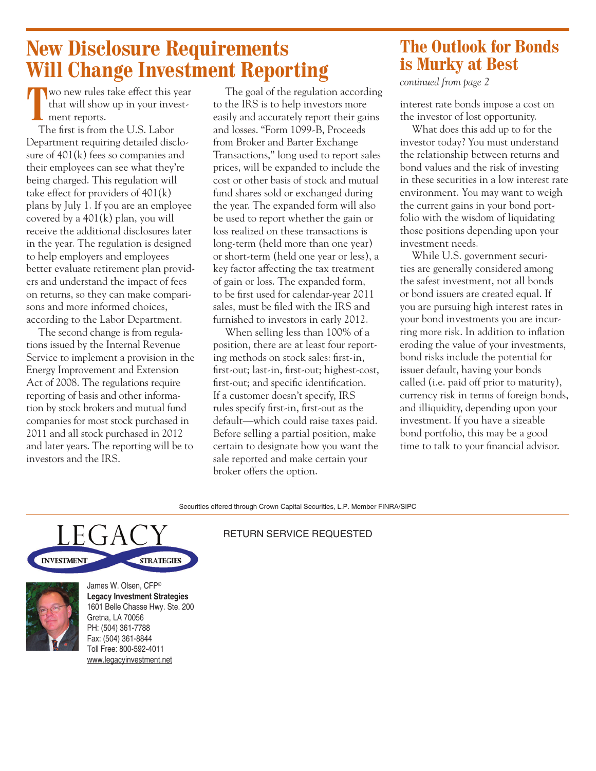# New Disclosure Requirements Will Change Investment Reporting

Two new rules take effect this year that will show up in your investment reports.

The first is from the U.S. Labor Department requiring detailed disclosure of 401(k) fees so companies and their employees can see what they're being charged. This regulation will take effect for providers of 401(k) plans by July 1. If you are an employee covered by a 401(k) plan, you will receive the additional disclosures later in the year. The regulation is designed to help employers and employees better evaluate retirement plan providers and understand the impact of fees on returns, so they can make comparisons and more informed choices, according to the Labor Department.

The second change is from regulations issued by the Internal Revenue Service to implement a provision in the Energy Improvement and Extension Act of 2008. The regulations require reporting of basis and other information by stock brokers and mutual fund companies for most stock purchased in 2011 and all stock purchased in 2012 and later years. The reporting will be to investors and the IRS.

The goal of the regulation according to the IRS is to help investors more easily and accurately report their gains and losses. "Form 1099-B, Proceeds from Broker and Barter Exchange Transactions," long used to report sales prices, will be expanded to include the cost or other basis of stock and mutual fund shares sold or exchanged during the year. The expanded form will also be used to report whether the gain or loss realized on these transactions is long-term (held more than one year) or short-term (held one year or less), a key factor affecting the tax treatment of gain or loss. The expanded form, to be first used for calendar-year 2011 sales, must be filed with the IRS and furnished to investors in early 2012.

When selling less than 100% of a position, there are at least four reporting methods on stock sales: first-in, first-out; last-in, first-out; highest-cost, first-out; and specific identification. If a customer doesn't specify, IRS rules specify first-in, first-out as the default—which could raise taxes paid. Before selling a partial position, make certain to designate how you want the sale reported and make certain your broker offers the option.

# The Outlook for Bonds is Murky at Best

*continued from page 2*

interest rate bonds impose a cost on the investor of lost opportunity.

What does this add up to for the investor today? You must understand the relationship between returns and bond values and the risk of investing in these securities in a low interest rate environment. You may want to weigh the current gains in your bond portfolio with the wisdom of liquidating those positions depending upon your investment needs.

While U.S. government securities are generally considered among the safest investment, not all bonds or bond issuers are created equal. If you are pursuing high interest rates in your bond investments you are incurring more risk. In addition to inflation eroding the value of your investments, bond risks include the potential for issuer default, having your bonds called (i.e. paid off prior to maturity), currency risk in terms of foreign bonds, and illiquidity, depending upon your investment. If you have a sizeable bond portfolio, this may be a good time to talk to your financial advisor.

Securities offered through Crown Capital Securities, L.P. Member FINRA/SIPC

LEGACY INVESTMENT STRATEGIES

RETURN SERVICE REQUESTED

James W. Olsen, CFP®
**Legacy Investment Strategies**
1601 Belle Chasse Hwy. Ste. 200
Gretna, LA 70056
PH: (504) 361-7788
Fax: (504) 361-8844
Toll Free: 800-592-4011
www.legacyinvestment.net